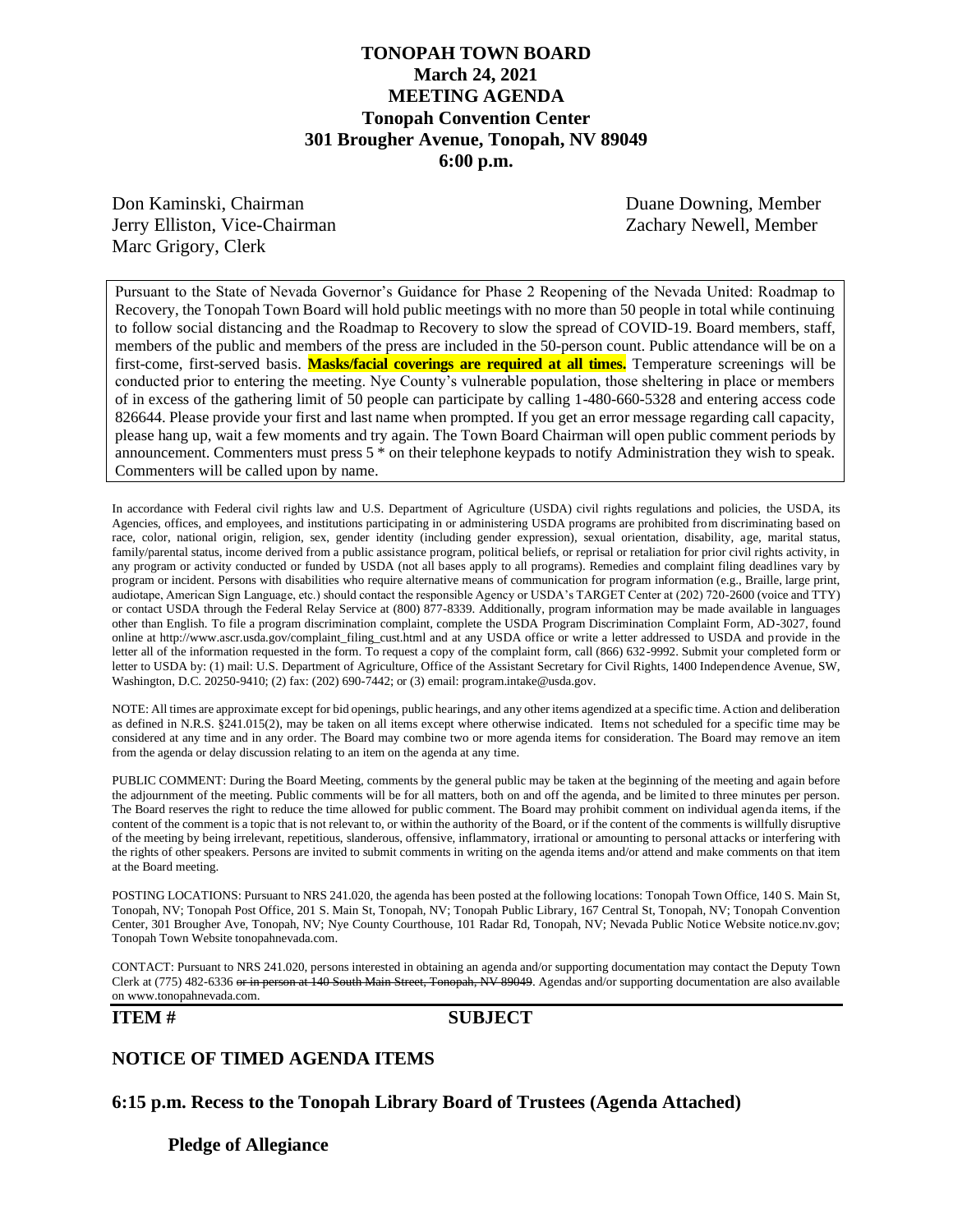# TONOPAH TOWN BOARD
## March 24, 2021
## MEETING AGENDA
## Tonopah Convention Center
## 301 Brougher Avenue, Tonopah, NV 89049
## 6:00 p.m.

Don Kaminski, Chairman
Jerry Elliston, Vice-Chairman
Marc Grigory, Clerk
Duane Downing, Member
Zachary Newell, Member

Pursuant to the State of Nevada Governor's Guidance for Phase 2 Reopening of the Nevada United: Roadmap to Recovery, the Tonopah Town Board will hold public meetings with no more than 50 people in total while continuing to follow social distancing and the Roadmap to Recovery to slow the spread of COVID-19. Board members, staff, members of the public and members of the press are included in the 50-person count. Public attendance will be on a first-come, first-served basis. **Masks/facial coverings are required at all times.** Temperature screenings will be conducted prior to entering the meeting. Nye County's vulnerable population, those sheltering in place or members of in excess of the gathering limit of 50 people can participate by calling 1-480-660-5328 and entering access code 826644. Please provide your first and last name when prompted. If you get an error message regarding call capacity, please hang up, wait a few moments and try again. The Town Board Chairman will open public comment periods by announcement. Commenters must press 5 * on their telephone keypads to notify Administration they wish to speak. Commenters will be called upon by name.

In accordance with Federal civil rights law and U.S. Department of Agriculture (USDA) civil rights regulations and policies, the USDA, its Agencies, offices, and employees, and institutions participating in or administering USDA programs are prohibited from discriminating based on race, color, national origin, religion, sex, gender identity (including gender expression), sexual orientation, disability, age, marital status, family/parental status, income derived from a public assistance program, political beliefs, or reprisal or retaliation for prior civil rights activity, in any program or activity conducted or funded by USDA (not all bases apply to all programs). Remedies and complaint filing deadlines vary by program or incident. Persons with disabilities who require alternative means of communication for program information (e.g., Braille, large print, audiotape, American Sign Language, etc.) should contact the responsible Agency or USDA's TARGET Center at (202) 720-2600 (voice and TTY) or contact USDA through the Federal Relay Service at (800) 877-8339. Additionally, program information may be made available in languages other than English. To file a program discrimination complaint, complete the USDA Program Discrimination Complaint Form, AD-3027, found online at http://www.ascr.usda.gov/complaint_filing_cust.html and at any USDA office or write a letter addressed to USDA and provide in the letter all of the information requested in the form. To request a copy of the complaint form, call (866) 632-9992. Submit your completed form or letter to USDA by: (1) mail: U.S. Department of Agriculture, Office of the Assistant Secretary for Civil Rights, 1400 Independence Avenue, SW, Washington, D.C. 20250-9410; (2) fax: (202) 690-7442; or (3) email: program.intake@usda.gov.

NOTE: All times are approximate except for bid openings, public hearings, and any other items agendized at a specific time. Action and deliberation as defined in N.R.S. §241.015(2), may be taken on all items except where otherwise indicated. Items not scheduled for a specific time may be considered at any time and in any order. The Board may combine two or more agenda items for consideration. The Board may remove an item from the agenda or delay discussion relating to an item on the agenda at any time.

PUBLIC COMMENT: During the Board Meeting, comments by the general public may be taken at the beginning of the meeting and again before the adjournment of the meeting. Public comments will be for all matters, both on and off the agenda, and be limited to three minutes per person. The Board reserves the right to reduce the time allowed for public comment. The Board may prohibit comment on individual agenda items, if the content of the comment is a topic that is not relevant to, or within the authority of the Board, or if the content of the comments is willfully disruptive of the meeting by being irrelevant, repetitious, slanderous, offensive, inflammatory, irrational or amounting to personal attacks or interfering with the rights of other speakers. Persons are invited to submit comments in writing on the agenda items and/or attend and make comments on that item at the Board meeting.

POSTING LOCATIONS: Pursuant to NRS 241.020, the agenda has been posted at the following locations: Tonopah Town Office, 140 S. Main St, Tonopah, NV; Tonopah Post Office, 201 S. Main St, Tonopah, NV; Tonopah Public Library, 167 Central St, Tonopah, NV; Tonopah Convention Center, 301 Brougher Ave, Tonopah, NV; Nye County Courthouse, 101 Radar Rd, Tonopah, NV; Nevada Public Notice Website notice.nv.gov; Tonopah Town Website tonopahnevada.com.

CONTACT: Pursuant to NRS 241.020, persons interested in obtaining an agenda and/or supporting documentation may contact the Deputy Town Clerk at (775) 482-6336 ~~or in person at 140 South Main Street, Tonopah, NV 89049~~. Agendas and/or supporting documentation are also available on www.tonopahnevada.com.

**ITEM #** **SUBJECT**

## NOTICE OF TIMED AGENDA ITEMS

## 6:15 p.m. Recess to the Tonopah Library Board of Trustees (Agenda Attached)

**Pledge of Allegiance**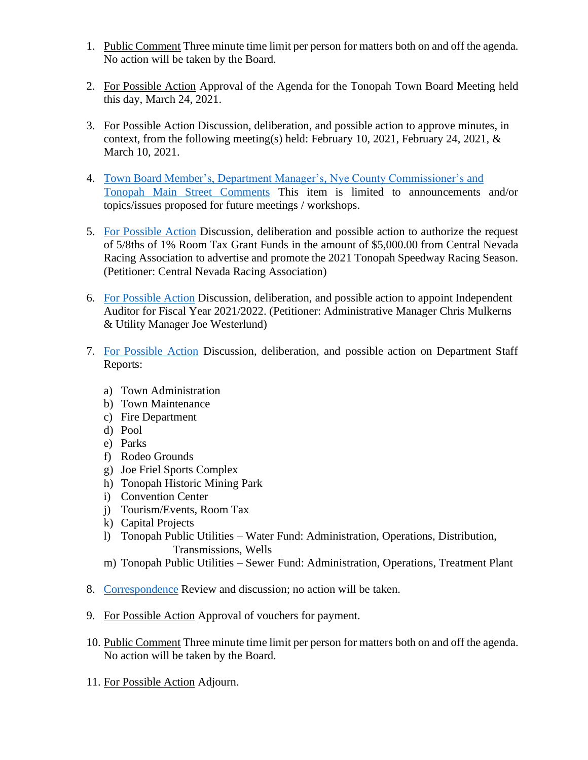1. Public Comment Three minute time limit per person for matters both on and off the agenda. No action will be taken by the Board.

2. For Possible Action Approval of the Agenda for the Tonopah Town Board Meeting held this day, March 24, 2021.

3. For Possible Action Discussion, deliberation, and possible action to approve minutes, in context, from the following meeting(s) held: February 10, 2021, February 24, 2021, & March 10, 2021.

4. Town Board Member's, Department Manager's, Nye County Commissioner's and Tonopah Main Street Comments This item is limited to announcements and/or topics/issues proposed for future meetings / workshops.

5. For Possible Action Discussion, deliberation and possible action to authorize the request of 5/8ths of 1% Room Tax Grant Funds in the amount of $5,000.00 from Central Nevada Racing Association to advertise and promote the 2021 Tonopah Speedway Racing Season. (Petitioner: Central Nevada Racing Association)

6. For Possible Action Discussion, deliberation, and possible action to appoint Independent Auditor for Fiscal Year 2021/2022. (Petitioner: Administrative Manager Chris Mulkerns & Utility Manager Joe Westerlund)

7. For Possible Action Discussion, deliberation, and possible action on Department Staff Reports:

   a) Town Administration
   b) Town Maintenance
   c) Fire Department
   d) Pool
   e) Parks
   f) Rodeo Grounds
   g) Joe Friel Sports Complex
   h) Tonopah Historic Mining Park
   i) Convention Center
   j) Tourism/Events, Room Tax
   k) Capital Projects
   l) Tonopah Public Utilities – Water Fund: Administration, Operations, Distribution, Transmissions, Wells
   m) Tonopah Public Utilities – Sewer Fund: Administration, Operations, Treatment Plant

8. Correspondence Review and discussion; no action will be taken.

9. For Possible Action Approval of vouchers for payment.

10. Public Comment Three minute time limit per person for matters both on and off the agenda. No action will be taken by the Board.

11. For Possible Action Adjourn.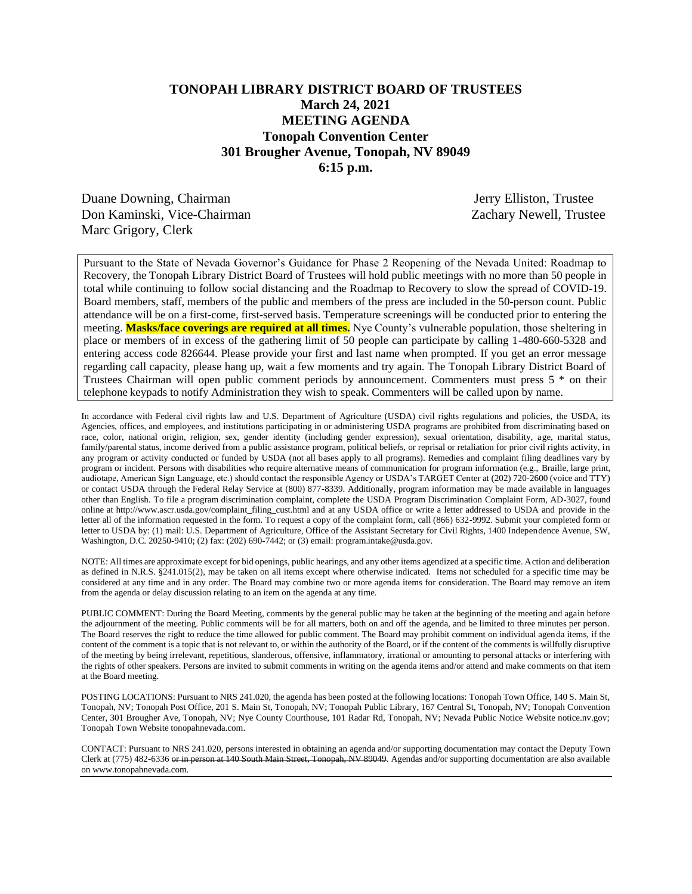# TONOPAH LIBRARY DISTRICT BOARD OF TRUSTEES
## March 24, 2021
## MEETING AGENDA
## Tonopah Convention Center
## 301 Brougher Avenue, Tonopah, NV 89049
## 6:15 p.m.

Duane Downing, Chairman
Don Kaminski, Vice-Chairman
Marc Grigory, Clerk
Jerry Elliston, Trustee
Zachary Newell, Trustee

Pursuant to the State of Nevada Governor's Guidance for Phase 2 Reopening of the Nevada United: Roadmap to Recovery, the Tonopah Library District Board of Trustees will hold public meetings with no more than 50 people in total while continuing to follow social distancing and the Roadmap to Recovery to slow the spread of COVID-19. Board members, staff, members of the public and members of the press are included in the 50-person count. Public attendance will be on a first-come, first-served basis. Temperature screenings will be conducted prior to entering the meeting. **Masks/face coverings are required at all times.** Nye County's vulnerable population, those sheltering in place or members of in excess of the gathering limit of 50 people can participate by calling 1-480-660-5328 and entering access code 826644. Please provide your first and last name when prompted. If you get an error message regarding call capacity, please hang up, wait a few moments and try again. The Tonopah Library District Board of Trustees Chairman will open public comment periods by announcement. Commenters must press 5 * on their telephone keypads to notify Administration they wish to speak. Commenters will be called upon by name.

In accordance with Federal civil rights law and U.S. Department of Agriculture (USDA) civil rights regulations and policies, the USDA, its Agencies, offices, and employees, and institutions participating in or administering USDA programs are prohibited from discriminating based on race, color, national origin, religion, sex, gender identity (including gender expression), sexual orientation, disability, age, marital status, family/parental status, income derived from a public assistance program, political beliefs, or reprisal or retaliation for prior civil rights activity, in any program or activity conducted or funded by USDA (not all bases apply to all programs). Remedies and complaint filing deadlines vary by program or incident. Persons with disabilities who require alternative means of communication for program information (e.g., Braille, large print, audiotape, American Sign Language, etc.) should contact the responsible Agency or USDA's TARGET Center at (202) 720-2600 (voice and TTY) or contact USDA through the Federal Relay Service at (800) 877-8339. Additionally, program information may be made available in languages other than English. To file a program discrimination complaint, complete the USDA Program Discrimination Complaint Form, AD-3027, found online at http://www.ascr.usda.gov/complaint_filing_cust.html and at any USDA office or write a letter addressed to USDA and provide in the letter all of the information requested in the form. To request a copy of the complaint form, call (866) 632-9992. Submit your completed form or letter to USDA by: (1) mail: U.S. Department of Agriculture, Office of the Assistant Secretary for Civil Rights, 1400 Independence Avenue, SW, Washington, D.C. 20250-9410; (2) fax: (202) 690-7442; or (3) email: program.intake@usda.gov.

NOTE: All times are approximate except for bid openings, public hearings, and any other items agendized at a specific time. Action and deliberation as defined in N.R.S. §241.015(2), may be taken on all items except where otherwise indicated. Items not scheduled for a specific time may be considered at any time and in any order. The Board may combine two or more agenda items for consideration. The Board may remove an item from the agenda or delay discussion relating to an item on the agenda at any time.

PUBLIC COMMENT: During the Board Meeting, comments by the general public may be taken at the beginning of the meeting and again before the adjournment of the meeting. Public comments will be for all matters, both on and off the agenda, and be limited to three minutes per person. The Board reserves the right to reduce the time allowed for public comment. The Board may prohibit comment on individual agenda items, if the content of the comment is a topic that is not relevant to, or within the authority of the Board, or if the content of the comments is willfully disruptive of the meeting by being irrelevant, repetitious, slanderous, offensive, inflammatory, irrational or amounting to personal attacks or interfering with the rights of other speakers. Persons are invited to submit comments in writing on the agenda items and/or attend and make comments on that item at the Board meeting.

POSTING LOCATIONS: Pursuant to NRS 241.020, the agenda has been posted at the following locations: Tonopah Town Office, 140 S. Main St, Tonopah, NV; Tonopah Post Office, 201 S. Main St, Tonopah, NV; Tonopah Public Library, 167 Central St, Tonopah, NV; Tonopah Convention Center, 301 Brougher Ave, Tonopah, NV; Nye County Courthouse, 101 Radar Rd, Tonopah, NV; Nevada Public Notice Website notice.nv.gov; Tonopah Town Website tonopahnevada.com.

CONTACT: Pursuant to NRS 241.020, persons interested in obtaining an agenda and/or supporting documentation may contact the Deputy Town Clerk at (775) 482-6336 ~~or in person at 140 South Main Street, Tonopah, NV 89049~~. Agendas and/or supporting documentation are also available on www.tonopahnevada.com.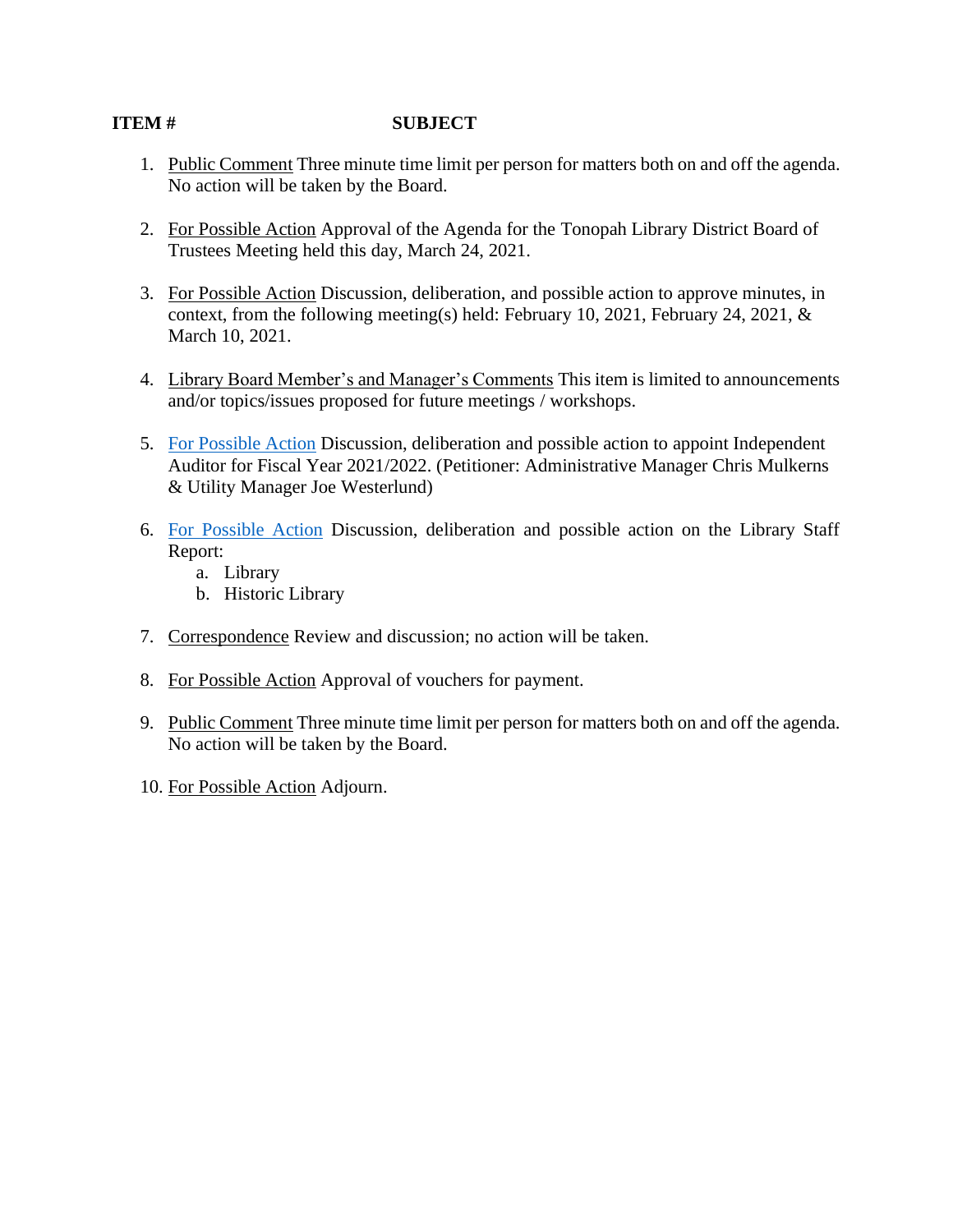**ITEM #** **SUBJECT**

1. Public Comment Three minute time limit per person for matters both on and off the agenda. No action will be taken by the Board.

2. For Possible Action Approval of the Agenda for the Tonopah Library District Board of Trustees Meeting held this day, March 24, 2021.

3. For Possible Action Discussion, deliberation, and possible action to approve minutes, in context, from the following meeting(s) held: February 10, 2021, February 24, 2021, & March 10, 2021.

4. Library Board Member's and Manager's Comments This item is limited to announcements and/or topics/issues proposed for future meetings / workshops.

5. For Possible Action Discussion, deliberation and possible action to appoint Independent Auditor for Fiscal Year 2021/2022. (Petitioner: Administrative Manager Chris Mulkerns & Utility Manager Joe Westerlund)

6. For Possible Action Discussion, deliberation and possible action on the Library Staff Report:
   a. Library
   b. Historic Library

7. Correspondence Review and discussion; no action will be taken.

8. For Possible Action Approval of vouchers for payment.

9. Public Comment Three minute time limit per person for matters both on and off the agenda. No action will be taken by the Board.

10. For Possible Action Adjourn.